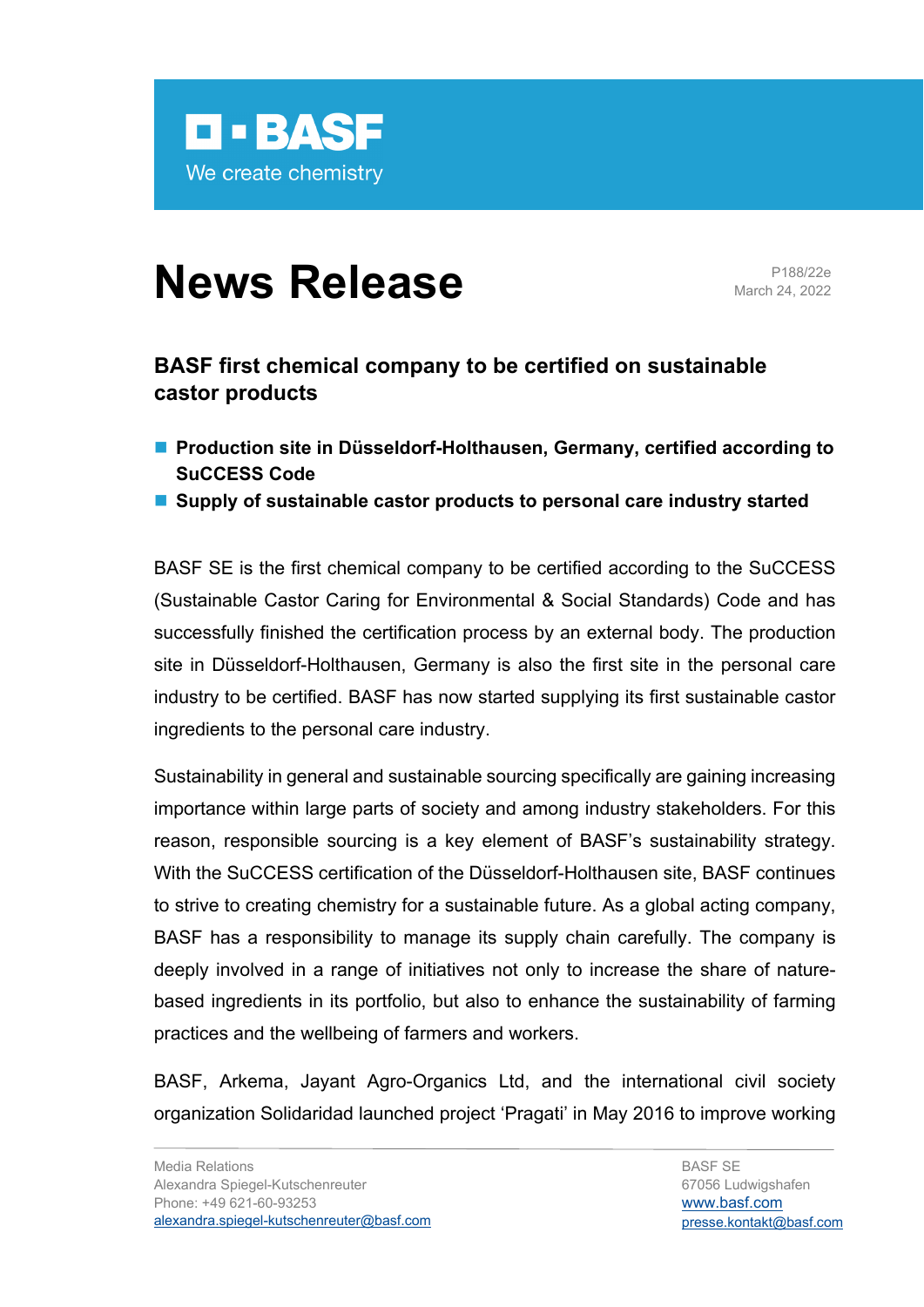BASF

We create chemistry

# News Release

P188/22e
March 24, 2022

## BASF first chemical company to be certified on sustainable castor products

- **Production site in Düsseldorf-Holthausen, Germany, certified according to SuCCESS Code**
- **Supply of sustainable castor products to personal care industry started**

BASF SE is the first chemical company to be certified according to the SuCCESS (Sustainable Castor Caring for Environmental & Social Standards) Code and has successfully finished the certification process by an external body. The production site in Düsseldorf-Holthausen, Germany is also the first site in the personal care industry to be certified. BASF has now started supplying its first sustainable castor ingredients to the personal care industry.

Sustainability in general and sustainable sourcing specifically are gaining increasing importance within large parts of society and among industry stakeholders. For this reason, responsible sourcing is a key element of BASF's sustainability strategy. With the SuCCESS certification of the Düsseldorf-Holthausen site, BASF continues to strive to creating chemistry for a sustainable future. As a global acting company, BASF has a responsibility to manage its supply chain carefully. The company is deeply involved in a range of initiatives not only to increase the share of nature-based ingredients in its portfolio, but also to enhance the sustainability of farming practices and the wellbeing of farmers and workers.

BASF, Arkema, Jayant Agro-Organics Ltd, and the international civil society organization Solidaridad launched project 'Pragati' in May 2016 to improve working

Media Relations
Alexandra Spiegel-Kutschenreuter
Phone: +49 621-60-93253
alexandra.spiegel-kutschenreuter@basf.com

BASF SE
67056 Ludwigshafen
www.basf.com
presse.kontakt@basf.com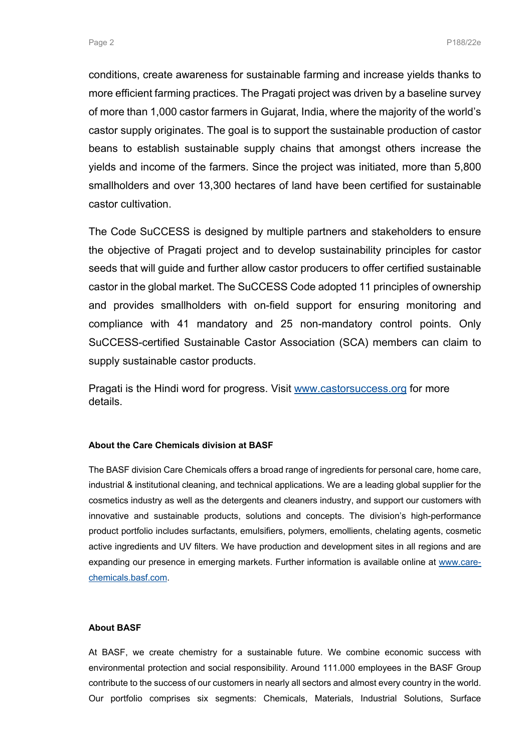conditions, create awareness for sustainable farming and increase yields thanks to more efficient farming practices. The Pragati project was driven by a baseline survey of more than 1,000 castor farmers in Gujarat, India, where the majority of the world's castor supply originates. The goal is to support the sustainable production of castor beans to establish sustainable supply chains that amongst others increase the yields and income of the farmers. Since the project was initiated, more than 5,800 smallholders and over 13,300 hectares of land have been certified for sustainable castor cultivation.

The Code SuCCESS is designed by multiple partners and stakeholders to ensure the objective of Pragati project and to develop sustainability principles for castor seeds that will guide and further allow castor producers to offer certified sustainable castor in the global market. The SuCCESS Code adopted 11 principles of ownership and provides smallholders with on-field support for ensuring monitoring and compliance with 41 mandatory and 25 non-mandatory control points. Only SuCCESS-certified Sustainable Castor Association (SCA) members can claim to supply sustainable castor products.

Pragati is the Hindi word for progress. Visit [www.castorsuccess.org](http://www.castorsuccess.org) for more details.

#### About the Care Chemicals division at BASF

The BASF division Care Chemicals offers a broad range of ingredients for personal care, home care, industrial & institutional cleaning, and technical applications. We are a leading global supplier for the cosmetics industry as well as the detergents and cleaners industry, and support our customers with innovative and sustainable products, solutions and concepts. The division's high-performance product portfolio includes surfactants, emulsifiers, polymers, emollients, chelating agents, cosmetic active ingredients and UV filters. We have production and development sites in all regions and are expanding our presence in emerging markets. Further information is available online at [www.care-chemicals.basf.com](http://www.care-chemicals.basf.com).

#### About BASF

At BASF, we create chemistry for a sustainable future. We combine economic success with environmental protection and social responsibility. Around 111.000 employees in the BASF Group contribute to the success of our customers in nearly all sectors and almost every country in the world. Our portfolio comprises six segments: Chemicals, Materials, Industrial Solutions, Surface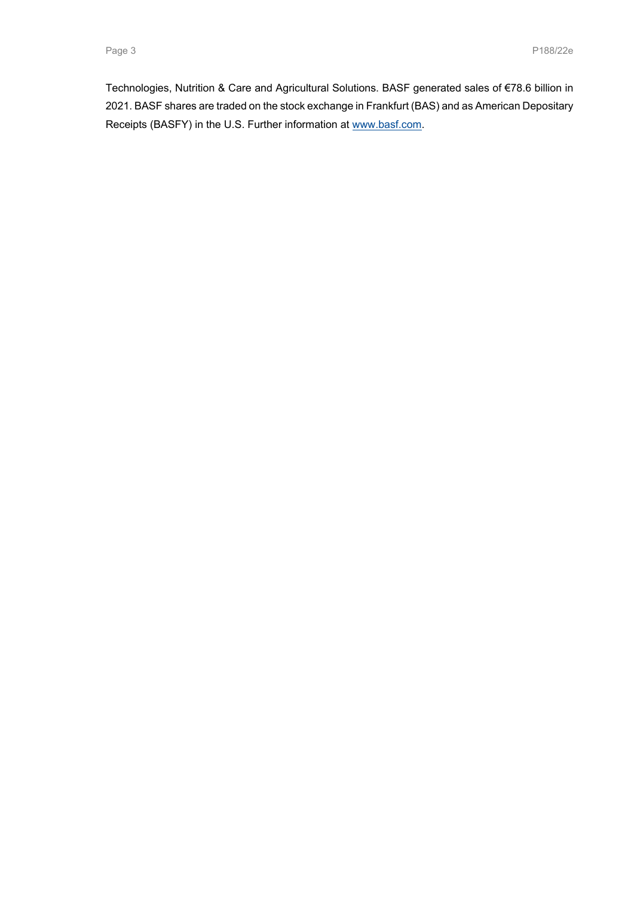Technologies, Nutrition & Care and Agricultural Solutions. BASF generated sales of €78.6 billion in 2021. BASF shares are traded on the stock exchange in Frankfurt (BAS) and as American Depositary Receipts (BASFY) in the U.S. Further information at [www.basf.com](http://www.basf.com).